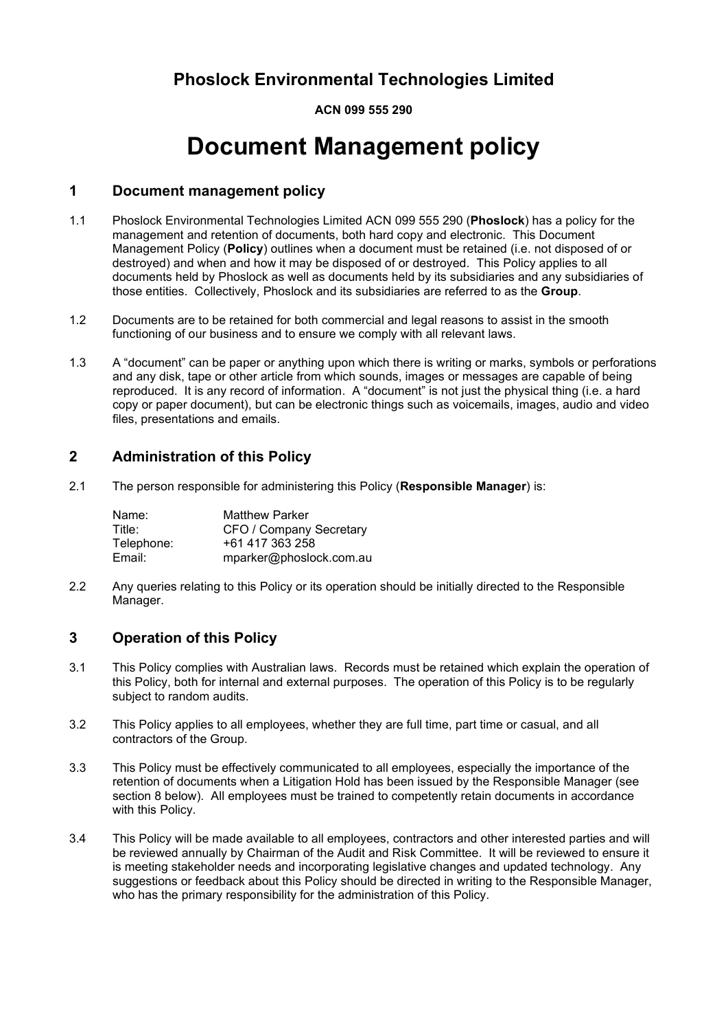# Phoslock Environmental Technologies Limited

**ACN 099 555 290**

# Document Management policy

## 1 Document management policy

1.1 Phoslock Environmental Technologies Limited ACN 099 555 290 (**Phoslock**) has a policy for the management and retention of documents, both hard copy and electronic. This Document Management Policy (**Policy**) outlines when a document must be retained (i.e. not disposed of or destroyed) and when and how it may be disposed of or destroyed. This Policy applies to all documents held by Phoslock as well as documents held by its subsidiaries and any subsidiaries of those entities. Collectively, Phoslock and its subsidiaries are referred to as the **Group**.

1.2 Documents are to be retained for both commercial and legal reasons to assist in the smooth functioning of our business and to ensure we comply with all relevant laws.

1.3 A "document" can be paper or anything upon which there is writing or marks, symbols or perforations and any disk, tape or other article from which sounds, images or messages are capable of being reproduced. It is any record of information. A "document" is not just the physical thing (i.e. a hard copy or paper document), but can be electronic things such as voicemails, images, audio and video files, presentations and emails.

## 2 Administration of this Policy

2.1 The person responsible for administering this Policy (**Responsible Manager**) is:

| | |
|---|---|
| Name: | Matthew Parker |
| Title: | CFO / Company Secretary |
| Telephone: | +61 417 363 258 |
| Email: | mparker@phoslock.com.au |

2.2 Any queries relating to this Policy or its operation should be initially directed to the Responsible Manager.

## 3 Operation of this Policy

3.1 This Policy complies with Australian laws. Records must be retained which explain the operation of this Policy, both for internal and external purposes. The operation of this Policy is to be regularly subject to random audits.

3.2 This Policy applies to all employees, whether they are full time, part time or casual, and all contractors of the Group.

3.3 This Policy must be effectively communicated to all employees, especially the importance of the retention of documents when a Litigation Hold has been issued by the Responsible Manager (see section 8 below). All employees must be trained to competently retain documents in accordance with this Policy.

3.4 This Policy will be made available to all employees, contractors and other interested parties and will be reviewed annually by Chairman of the Audit and Risk Committee. It will be reviewed to ensure it is meeting stakeholder needs and incorporating legislative changes and updated technology. Any suggestions or feedback about this Policy should be directed in writing to the Responsible Manager, who has the primary responsibility for the administration of this Policy.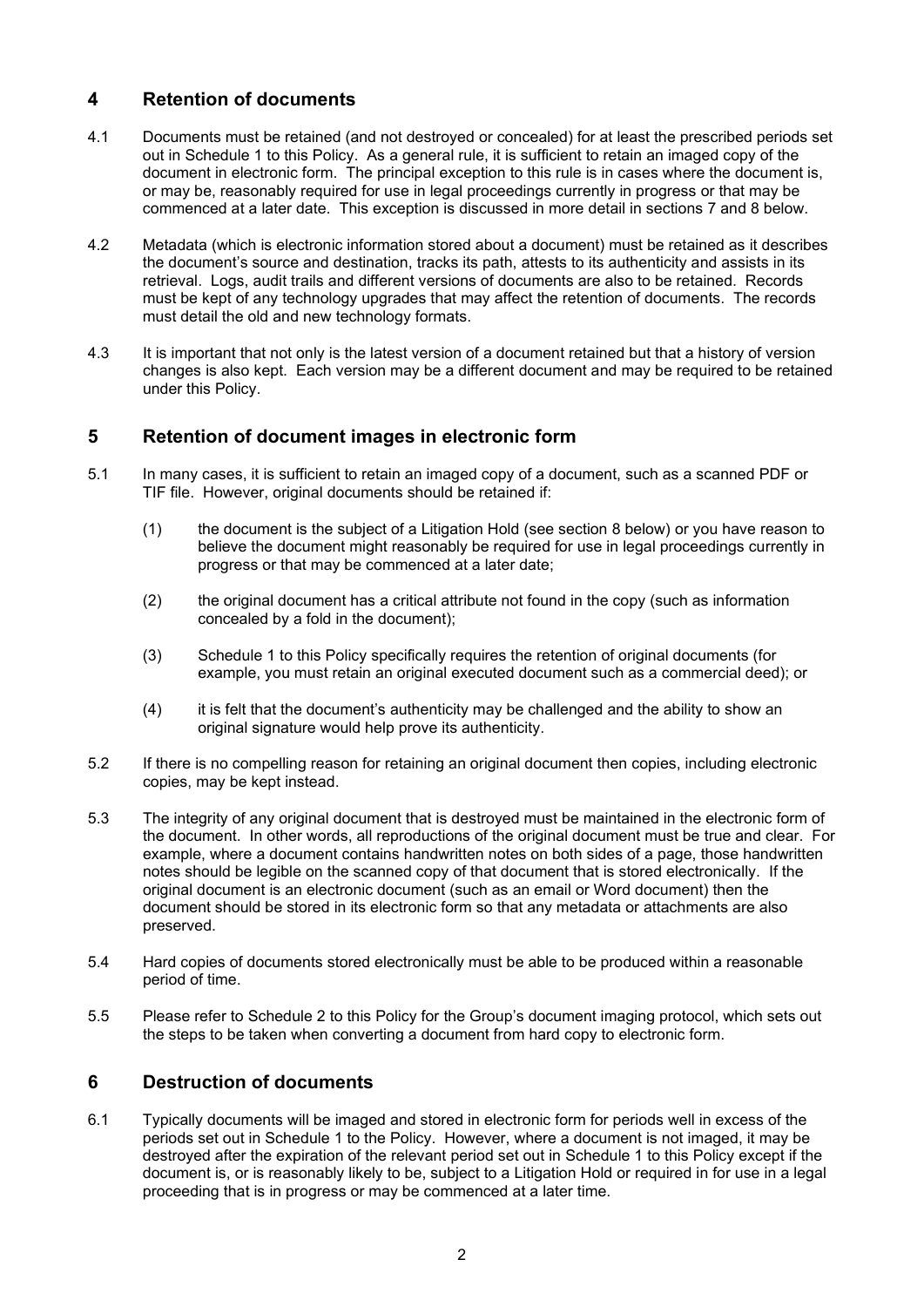## 4 Retention of documents

4.1 Documents must be retained (and not destroyed or concealed) for at least the prescribed periods set out in Schedule 1 to this Policy. As a general rule, it is sufficient to retain an imaged copy of the document in electronic form. The principal exception to this rule is in cases where the document is, or may be, reasonably required for use in legal proceedings currently in progress or that may be commenced at a later date. This exception is discussed in more detail in sections 7 and 8 below.

4.2 Metadata (which is electronic information stored about a document) must be retained as it describes the document's source and destination, tracks its path, attests to its authenticity and assists in its retrieval. Logs, audit trails and different versions of documents are also to be retained. Records must be kept of any technology upgrades that may affect the retention of documents. The records must detail the old and new technology formats.

4.3 It is important that not only is the latest version of a document retained but that a history of version changes is also kept. Each version may be a different document and may be required to be retained under this Policy.

## 5 Retention of document images in electronic form

5.1 In many cases, it is sufficient to retain an imaged copy of a document, such as a scanned PDF or TIF file. However, original documents should be retained if:

(1) the document is the subject of a Litigation Hold (see section 8 below) or you have reason to believe the document might reasonably be required for use in legal proceedings currently in progress or that may be commenced at a later date;

(2) the original document has a critical attribute not found in the copy (such as information concealed by a fold in the document);

(3) Schedule 1 to this Policy specifically requires the retention of original documents (for example, you must retain an original executed document such as a commercial deed); or

(4) it is felt that the document's authenticity may be challenged and the ability to show an original signature would help prove its authenticity.

5.2 If there is no compelling reason for retaining an original document then copies, including electronic copies, may be kept instead.

5.3 The integrity of any original document that is destroyed must be maintained in the electronic form of the document. In other words, all reproductions of the original document must be true and clear. For example, where a document contains handwritten notes on both sides of a page, those handwritten notes should be legible on the scanned copy of that document that is stored electronically. If the original document is an electronic document (such as an email or Word document) then the document should be stored in its electronic form so that any metadata or attachments are also preserved.

5.4 Hard copies of documents stored electronically must be able to be produced within a reasonable period of time.

5.5 Please refer to Schedule 2 to this Policy for the Group's document imaging protocol, which sets out the steps to be taken when converting a document from hard copy to electronic form.

## 6 Destruction of documents

6.1 Typically documents will be imaged and stored in electronic form for periods well in excess of the periods set out in Schedule 1 to the Policy. However, where a document is not imaged, it may be destroyed after the expiration of the relevant period set out in Schedule 1 to this Policy except if the document is, or is reasonably likely to be, subject to a Litigation Hold or required in for use in a legal proceeding that is in progress or may be commenced at a later time.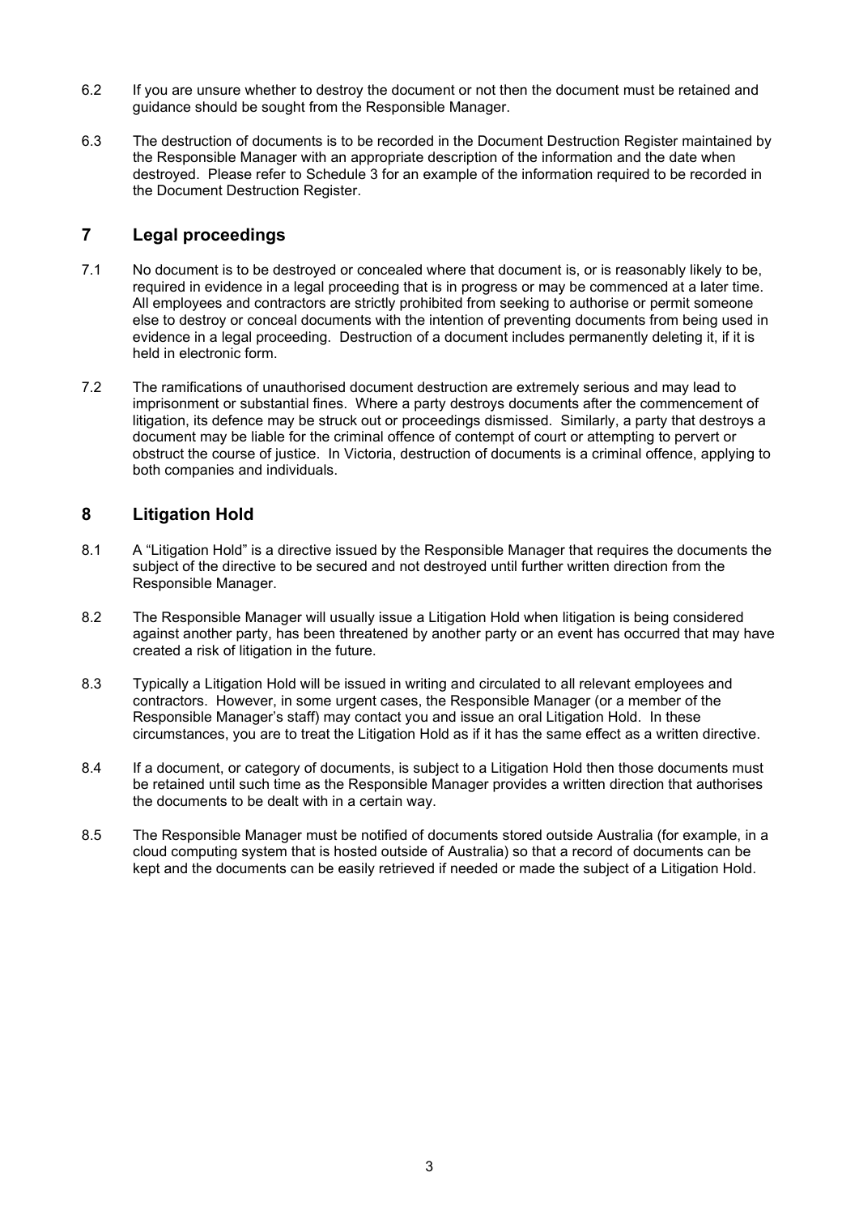6.2 If you are unsure whether to destroy the document or not then the document must be retained and guidance should be sought from the Responsible Manager.

6.3 The destruction of documents is to be recorded in the Document Destruction Register maintained by the Responsible Manager with an appropriate description of the information and the date when destroyed. Please refer to Schedule 3 for an example of the information required to be recorded in the Document Destruction Register.

## 7 Legal proceedings

7.1 No document is to be destroyed or concealed where that document is, or is reasonably likely to be, required in evidence in a legal proceeding that is in progress or may be commenced at a later time. All employees and contractors are strictly prohibited from seeking to authorise or permit someone else to destroy or conceal documents with the intention of preventing documents from being used in evidence in a legal proceeding. Destruction of a document includes permanently deleting it, if it is held in electronic form.

7.2 The ramifications of unauthorised document destruction are extremely serious and may lead to imprisonment or substantial fines. Where a party destroys documents after the commencement of litigation, its defence may be struck out or proceedings dismissed. Similarly, a party that destroys a document may be liable for the criminal offence of contempt of court or attempting to pervert or obstruct the course of justice. In Victoria, destruction of documents is a criminal offence, applying to both companies and individuals.

## 8 Litigation Hold

8.1 A "Litigation Hold" is a directive issued by the Responsible Manager that requires the documents the subject of the directive to be secured and not destroyed until further written direction from the Responsible Manager.

8.2 The Responsible Manager will usually issue a Litigation Hold when litigation is being considered against another party, has been threatened by another party or an event has occurred that may have created a risk of litigation in the future.

8.3 Typically a Litigation Hold will be issued in writing and circulated to all relevant employees and contractors. However, in some urgent cases, the Responsible Manager (or a member of the Responsible Manager's staff) may contact you and issue an oral Litigation Hold. In these circumstances, you are to treat the Litigation Hold as if it has the same effect as a written directive.

8.4 If a document, or category of documents, is subject to a Litigation Hold then those documents must be retained until such time as the Responsible Manager provides a written direction that authorises the documents to be dealt with in a certain way.

8.5 The Responsible Manager must be notified of documents stored outside Australia (for example, in a cloud computing system that is hosted outside of Australia) so that a record of documents can be kept and the documents can be easily retrieved if needed or made the subject of a Litigation Hold.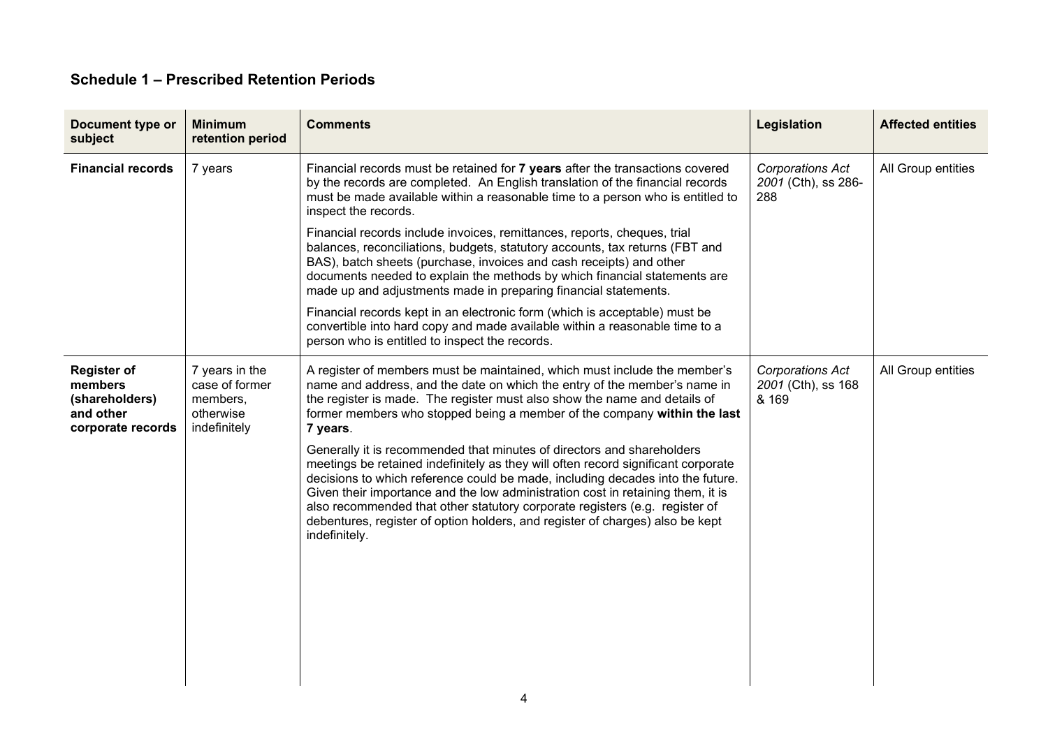## Schedule 1 – Prescribed Retention Periods

| Document type or subject | Minimum retention period | Comments | Legislation | Affected entities |
|---|---|---|---|---|
| **Financial records** | 7 years | Financial records must be retained for **7 years** after the transactions covered by the records are completed. An English translation of the financial records must be made available within a reasonable time to a person who is entitled to inspect the records.<br><br>Financial records include invoices, remittances, reports, cheques, trial balances, reconciliations, budgets, statutory accounts, tax returns (FBT and BAS), batch sheets (purchase, invoices and cash receipts) and other documents needed to explain the methods by which financial statements are made up and adjustments made in preparing financial statements.<br><br>Financial records kept in an electronic form (which is acceptable) must be convertible into hard copy and made available within a reasonable time to a person who is entitled to inspect the records. | *Corporations Act 2001* (Cth), ss 286-288 | All Group entities |
| **Register of members (shareholders) and other corporate records** | 7 years in the case of former members, otherwise indefinitely | A register of members must be maintained, which must include the member's name and address, and the date on which the entry of the member's name in the register is made. The register must also show the name and details of former members who stopped being a member of the company **within the last 7 years**.<br><br>Generally it is recommended that minutes of directors and shareholders meetings be retained indefinitely as they will often record significant corporate decisions to which reference could be made, including decades into the future. Given their importance and the low administration cost in retaining them, it is also recommended that other statutory corporate registers (e.g. register of debentures, register of option holders, and register of charges) also be kept indefinitely. | *Corporations Act 2001* (Cth), ss 168 & 169 | All Group entities |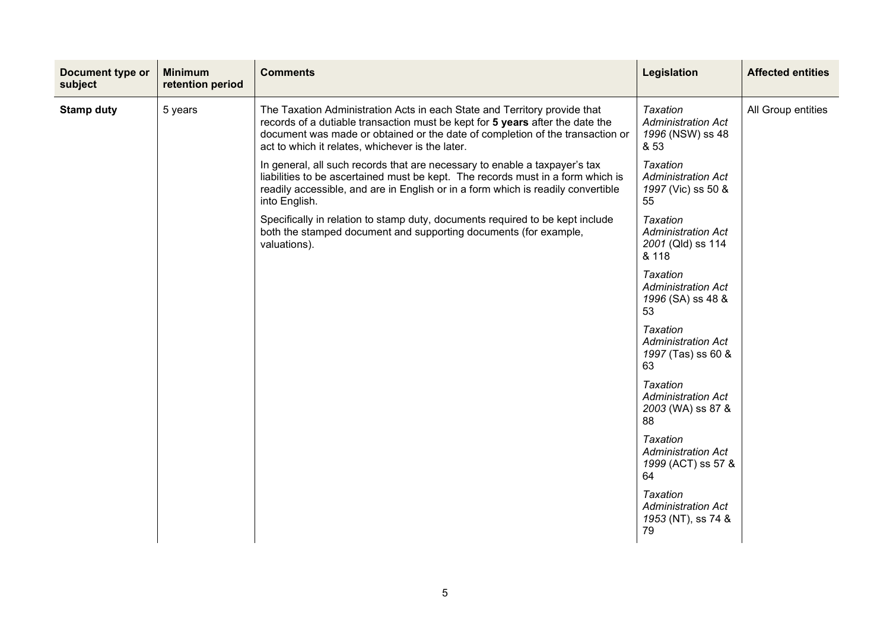| Document type or subject | Minimum retention period | Comments | Legislation | Affected entities |
|---|---|---|---|---|
| **Stamp duty** | 5 years | The Taxation Administration Acts in each State and Territory provide that records of a dutiable transaction must be kept for **5 years** after the date the document was made or obtained or the date of completion of the transaction or act to which it relates, whichever is the later.<br><br>In general, all such records that are necessary to enable a taxpayer's tax liabilities to be ascertained must be kept. The records must in a form which is readily accessible, and are in English or in a form which is readily convertible into English.<br><br>Specifically in relation to stamp duty, documents required to be kept include both the stamped document and supporting documents (for example, valuations). | *Taxation Administration Act 1996* (NSW) ss 48 & 53<br><br>*Taxation Administration Act 1997* (Vic) ss 50 & 55<br><br>*Taxation Administration Act 2001* (Qld) ss 114 & 118<br><br>*Taxation Administration Act 1996* (SA) ss 48 & 53<br><br>*Taxation Administration Act 1997* (Tas) ss 60 & 63<br><br>*Taxation Administration Act 2003* (WA) ss 87 & 88<br><br>*Taxation Administration Act 1999* (ACT) ss 57 & 64<br><br>*Taxation Administration Act 1953* (NT), ss 74 & 79 | All Group entities |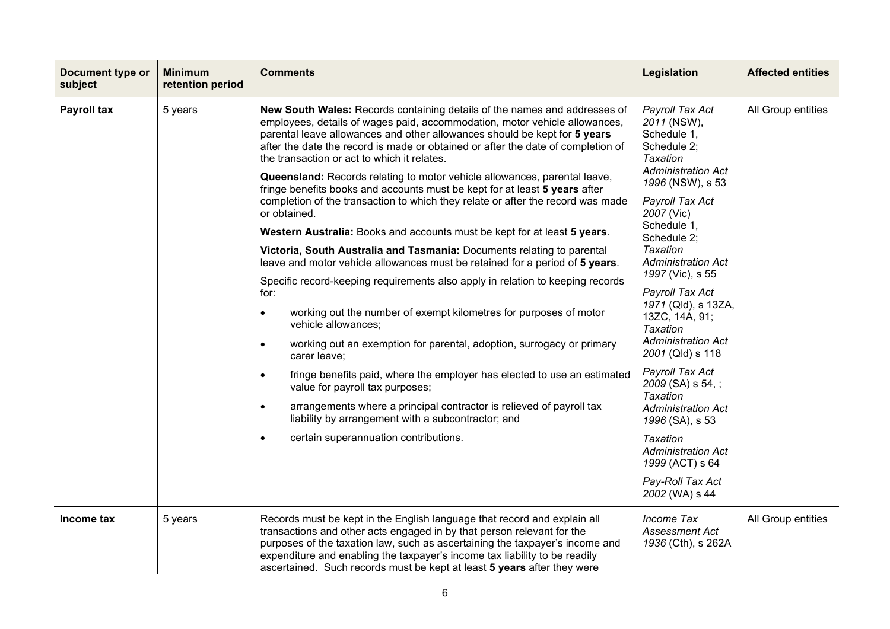| Document type or subject | Minimum retention period | Comments | Legislation | Affected entities |
|---|---|---|---|---|
| **Payroll tax** | 5 years | **New South Wales:** Records containing details of the names and addresses of employees, details of wages paid, accommodation, motor vehicle allowances, parental leave allowances and other allowances should be kept for **5 years** after the date the record is made or obtained or after the date of completion of the transaction or act to which it relates.<br><br>**Queensland:** Records relating to motor vehicle allowances, parental leave, fringe benefits books and accounts must be kept for at least **5 years** after completion of the transaction to which they relate or after the record was made or obtained.<br><br>**Western Australia:** Books and accounts must be kept for at least **5 years**.<br><br>**Victoria, South Australia and Tasmania:** Documents relating to parental leave and motor vehicle allowances must be retained for a period of **5 years**.<br><br>Specific record-keeping requirements also apply in relation to keeping records for:<br>• working out the number of exempt kilometres for purposes of motor vehicle allowances;<br>• working out an exemption for parental, adoption, surrogacy or primary carer leave;<br>• fringe benefits paid, where the employer has elected to use an estimated value for payroll tax purposes;<br>• arrangements where a principal contractor is relieved of payroll tax liability by arrangement with a subcontractor; and<br>• certain superannuation contributions. | *Payroll Tax Act 2011* (NSW), Schedule 1, Schedule 2; *Taxation Administration Act 1996* (NSW), s 53<br><br>*Payroll Tax Act 2007* (Vic) Schedule 1, Schedule 2; *Taxation Administration Act 1997* (Vic), s 55<br><br>*Payroll Tax Act 1971* (Qld), s 13ZA, 13ZC, 14A, 91; *Taxation Administration Act 2001* (Qld) s 118<br><br>*Payroll Tax Act 2009* (SA) s 54, ; *Taxation Administration Act 1996* (SA), s 53<br><br>*Taxation Administration Act 1999* (ACT) s 64<br><br>*Pay-Roll Tax Act 2002* (WA) s 44 | All Group entities |
| **Income tax** | 5 years | Records must be kept in the English language that record and explain all transactions and other acts engaged in by that person relevant for the purposes of the taxation law, such as ascertaining the taxpayer's income and expenditure and enabling the taxpayer's income tax liability to be readily ascertained. Such records must be kept at least **5 years** after they were | *Income Tax Assessment Act 1936* (Cth), s 262A | All Group entities |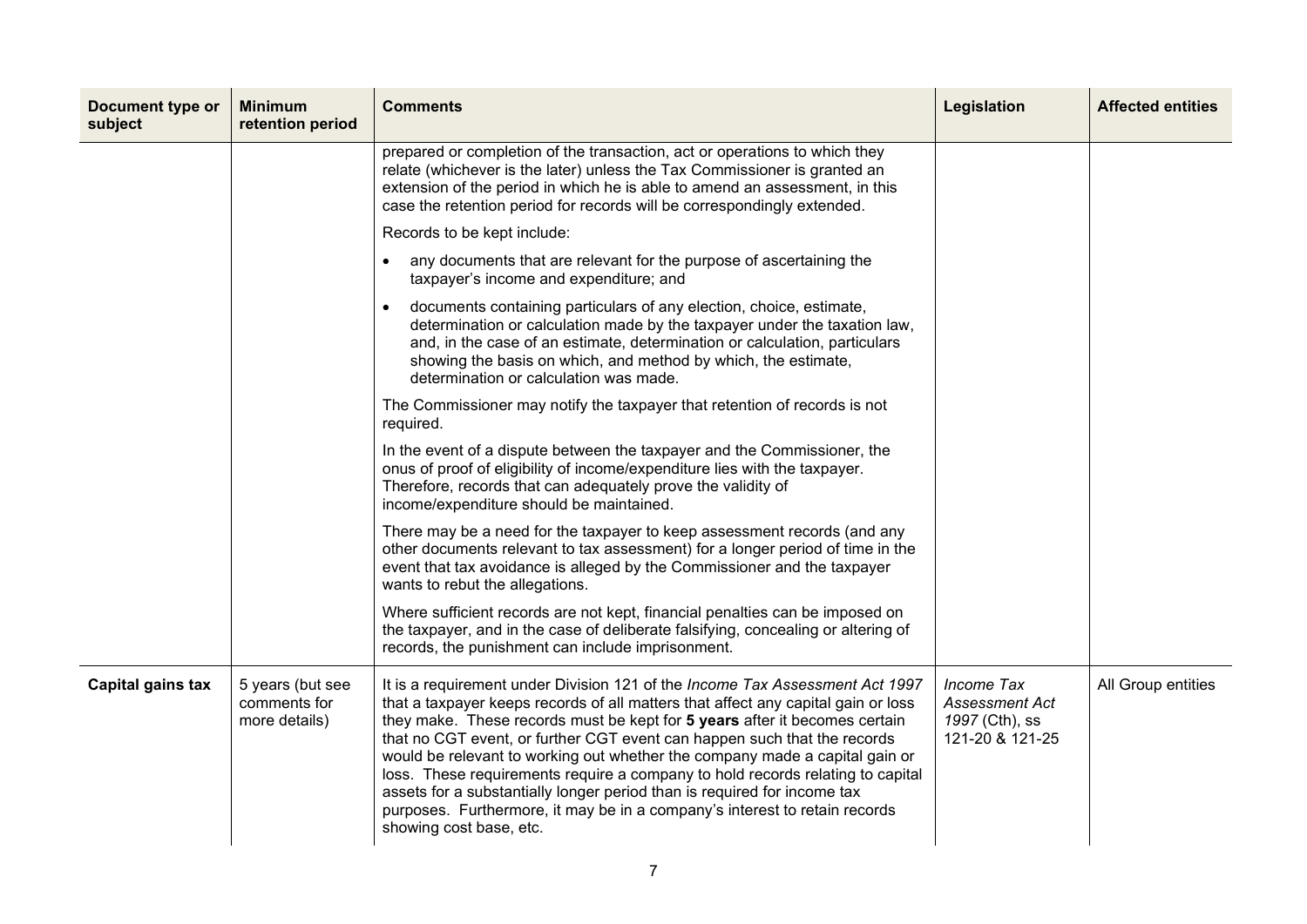| Document type or subject | Minimum retention period | Comments | Legislation | Affected entities |
|---|---|---|---|---|
| | | prepared or completion of the transaction, act or operations to which they relate (whichever is the later) unless the Tax Commissioner is granted an extension of the period in which he is able to amend an assessment, in this case the retention period for records will be correspondingly extended.<br><br>Records to be kept include:<br><br>• any documents that are relevant for the purpose of ascertaining the taxpayer's income and expenditure; and<br><br>• documents containing particulars of any election, choice, estimate, determination or calculation made by the taxpayer under the taxation law, and, in the case of an estimate, determination or calculation, particulars showing the basis on which, and method by which, the estimate, determination or calculation was made.<br><br>The Commissioner may notify the taxpayer that retention of records is not required.<br><br>In the event of a dispute between the taxpayer and the Commissioner, the onus of proof of eligibility of income/expenditure lies with the taxpayer. Therefore, records that can adequately prove the validity of income/expenditure should be maintained.<br><br>There may be a need for the taxpayer to keep assessment records (and any other documents relevant to tax assessment) for a longer period of time in the event that tax avoidance is alleged by the Commissioner and the taxpayer wants to rebut the allegations.<br><br>Where sufficient records are not kept, financial penalties can be imposed on the taxpayer, and in the case of deliberate falsifying, concealing or altering of records, the punishment can include imprisonment. | | |
| **Capital gains tax** | 5 years (but see comments for more details) | It is a requirement under Division 121 of the *Income Tax Assessment Act 1997* that a taxpayer keeps records of all matters that affect any capital gain or loss they make. These records must be kept for **5 years** after it becomes certain that no CGT event, or further CGT event can happen such that the records would be relevant to working out whether the company made a capital gain or loss. These requirements require a company to hold records relating to capital assets for a substantially longer period than is required for income tax purposes. Furthermore, it may be in a company's interest to retain records showing cost base, etc. | *Income Tax Assessment Act 1997* (Cth), ss 121-20 & 121-25 | All Group entities |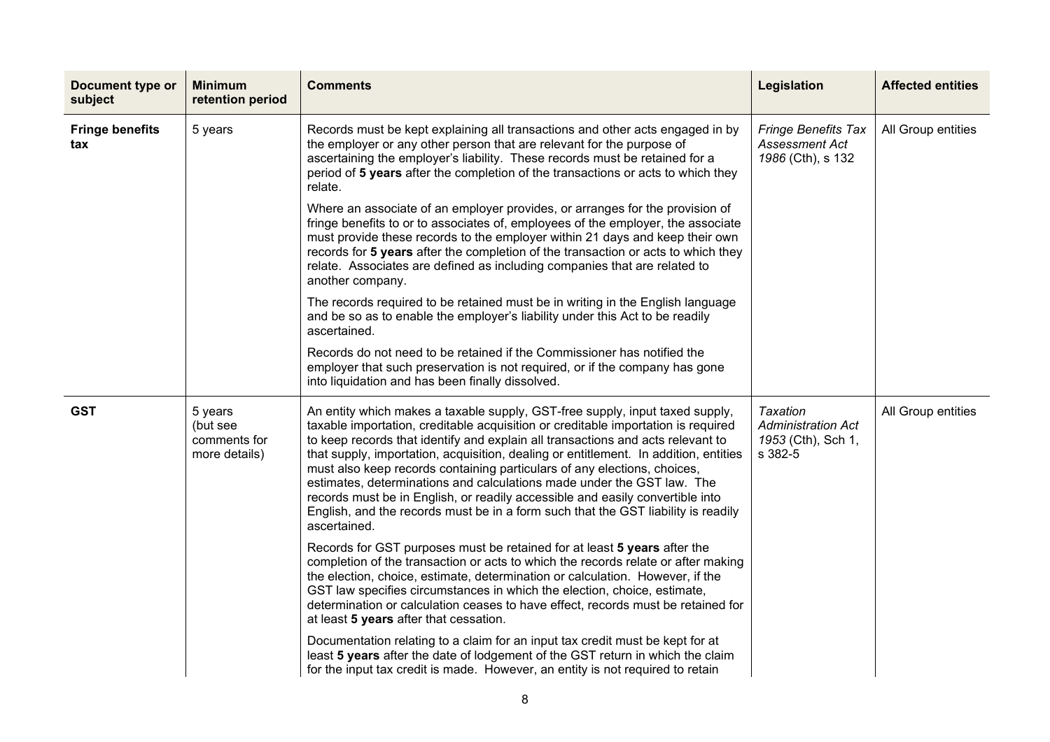| Document type or subject | Minimum retention period | Comments | Legislation | Affected entities |
|---|---|---|---|---|
| **Fringe benefits tax** | 5 years | Records must be kept explaining all transactions and other acts engaged in by the employer or any other person that are relevant for the purpose of ascertaining the employer's liability. These records must be retained for a period of **5 years** after the completion of the transactions or acts to which they relate.<br><br>Where an associate of an employer provides, or arranges for the provision of fringe benefits to or to associates of, employees of the employer, the associate must provide these records to the employer within 21 days and keep their own records for **5 years** after the completion of the transaction or acts to which they relate. Associates are defined as including companies that are related to another company.<br><br>The records required to be retained must be in writing in the English language and be so as to enable the employer's liability under this Act to be readily ascertained.<br><br>Records do not need to be retained if the Commissioner has notified the employer that such preservation is not required, or if the company has gone into liquidation and has been finally dissolved. | *Fringe Benefits Tax Assessment Act 1986* (Cth), s 132 | All Group entities |
| **GST** | 5 years (but see comments for more details) | An entity which makes a taxable supply, GST-free supply, input taxed supply, taxable importation, creditable acquisition or creditable importation is required to keep records that identify and explain all transactions and acts relevant to that supply, importation, acquisition, dealing or entitlement. In addition, entities must also keep records containing particulars of any elections, choices, estimates, determinations and calculations made under the GST law. The records must be in English, or readily accessible and easily convertible into English, and the records must be in a form such that the GST liability is readily ascertained.<br><br>Records for GST purposes must be retained for at least **5 years** after the completion of the transaction or acts to which the records relate or after making the election, choice, estimate, determination or calculation. However, if the GST law specifies circumstances in which the election, choice, estimate, determination or calculation ceases to have effect, records must be retained for at least **5 years** after that cessation.<br><br>Documentation relating to a claim for an input tax credit must be kept for at least **5 years** after the date of lodgement of the GST return in which the claim for the input tax credit is made. However, an entity is not required to retain | *Taxation Administration Act 1953* (Cth), Sch 1, s 382-5 | All Group entities |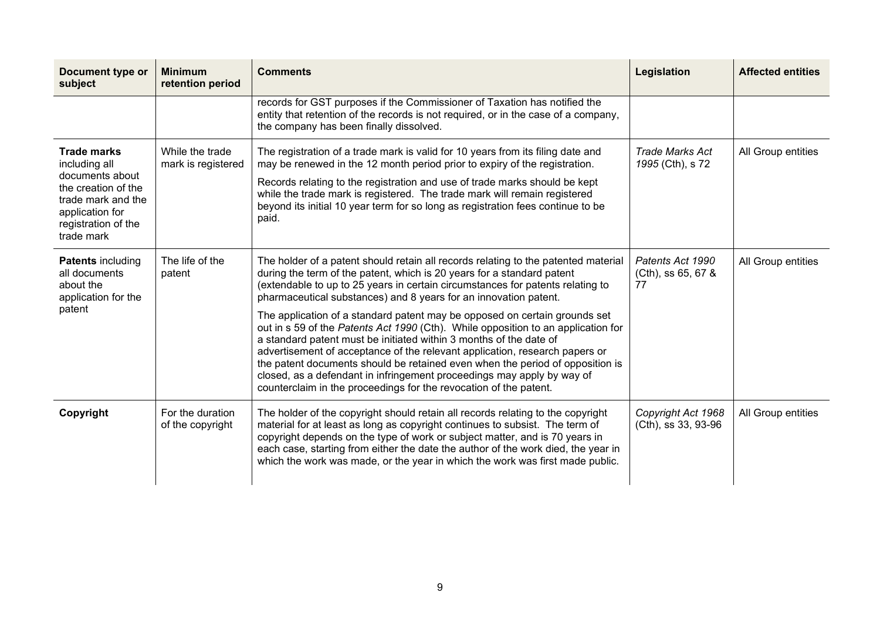| Document type or subject | Minimum retention period | Comments | Legislation | Affected entities |
|---|---|---|---|---|
| | | records for GST purposes if the Commissioner of Taxation has notified the entity that retention of the records is not required, or in the case of a company, the company has been finally dissolved. | | |
| **Trade marks** including all documents about the creation of the trade mark and the application for registration of the trade mark | While the trade mark is registered | The registration of a trade mark is valid for 10 years from its filing date and may be renewed in the 12 month period prior to expiry of the registration.<br><br>Records relating to the registration and use of trade marks should be kept while the trade mark is registered. The trade mark will remain registered beyond its initial 10 year term for so long as registration fees continue to be paid. | *Trade Marks Act 1995* (Cth), s 72 | All Group entities |
| **Patents** including all documents about the application for the patent | The life of the patent | The holder of a patent should retain all records relating to the patented material during the term of the patent, which is 20 years for a standard patent (extendable to up to 25 years in certain circumstances for patents relating to pharmaceutical substances) and 8 years for an innovation patent.<br><br>The application of a standard patent may be opposed on certain grounds set out in s 59 of the *Patents Act 1990* (Cth). While opposition to an application for a standard patent must be initiated within 3 months of the date of advertisement of acceptance of the relevant application, research papers or the patent documents should be retained even when the period of opposition is closed, as a defendant in infringement proceedings may apply by way of counterclaim in the proceedings for the revocation of the patent. | *Patents Act 1990* (Cth), ss 65, 67 & 77 | All Group entities |
| **Copyright** | For the duration of the copyright | The holder of the copyright should retain all records relating to the copyright material for at least as long as copyright continues to subsist. The term of copyright depends on the type of work or subject matter, and is 70 years in each case, starting from either the date the author of the work died, the year in which the work was made, or the year in which the work was first made public. | *Copyright Act 1968* (Cth), ss 33, 93-96 | All Group entities |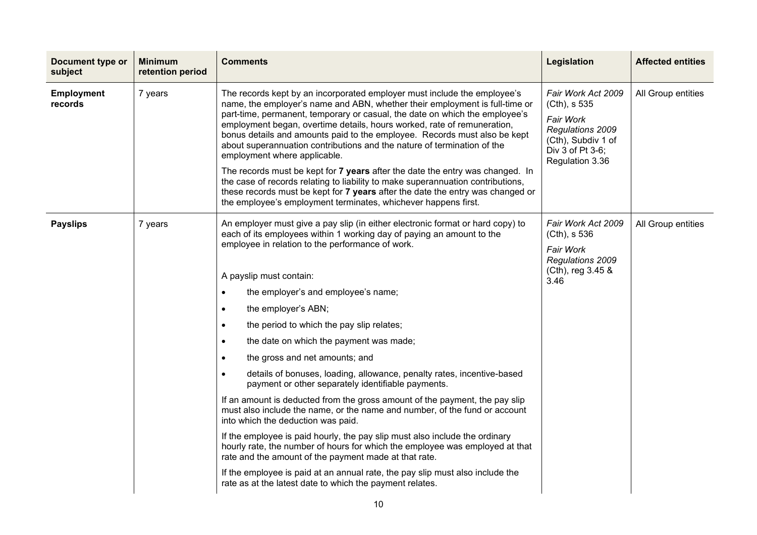| Document type or subject | Minimum retention period | Comments | Legislation | Affected entities |
|---|---|---|---|---|
| **Employment records** | 7 years | The records kept by an incorporated employer must include the employee's name, the employer's name and ABN, whether their employment is full-time or part-time, permanent, temporary or casual, the date on which the employee's employment began, overtime details, hours worked, rate of remuneration, bonus details and amounts paid to the employee. Records must also be kept about superannuation contributions and the nature of termination of the employment where applicable.<br><br>The records must be kept for **7 years** after the date the entry was changed. In the case of records relating to liability to make superannuation contributions, these records must be kept for **7 years** after the date the entry was changed or the employee's employment terminates, whichever happens first. | *Fair Work Act 2009* (Cth), s 535<br><br>*Fair Work Regulations 2009* (Cth), Subdiv 1 of Div 3 of Pt 3-6; Regulation 3.36 | All Group entities |
| **Payslips** | 7 years | An employer must give a pay slip (in either electronic format or hard copy) to each of its employees within 1 working day of paying an amount to the employee in relation to the performance of work.<br><br>A payslip must contain:<br>• the employer's and employee's name;<br>• the employer's ABN;<br>• the period to which the pay slip relates;<br>• the date on which the payment was made;<br>• the gross and net amounts; and<br>• details of bonuses, loading, allowance, penalty rates, incentive-based payment or other separately identifiable payments.<br><br>If an amount is deducted from the gross amount of the payment, the pay slip must also include the name, or the name and number, of the fund or account into which the deduction was paid.<br><br>If the employee is paid hourly, the pay slip must also include the ordinary hourly rate, the number of hours for which the employee was employed at that rate and the amount of the payment made at that rate.<br><br>If the employee is paid at an annual rate, the pay slip must also include the rate as at the latest date to which the payment relates. | *Fair Work Act 2009* (Cth), s 536<br><br>*Fair Work Regulations 2009* (Cth), reg 3.45 & 3.46 | All Group entities |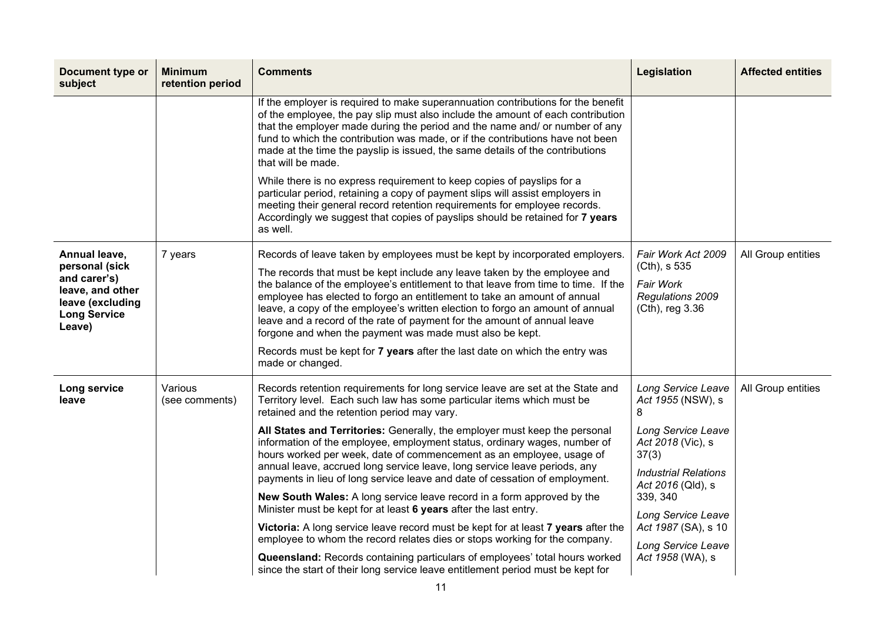| Document type or subject | Minimum retention period | Comments | Legislation | Affected entities |
|---|---|---|---|---|
| | | If the employer is required to make superannuation contributions for the benefit of the employee, the pay slip must also include the amount of each contribution that the employer made during the period and the name and/ or number of any fund to which the contribution was made, or if the contributions have not been made at the time the payslip is issued, the same details of the contributions that will be made.<br><br>While there is no express requirement to keep copies of payslips for a particular period, retaining a copy of payment slips will assist employers in meeting their general record retention requirements for employee records. Accordingly we suggest that copies of payslips should be retained for **7 years** as well. | | |
| **Annual leave, personal (sick and carer's) leave, and other leave (excluding Long Service Leave)** | 7 years | Records of leave taken by employees must be kept by incorporated employers.<br><br>The records that must be kept include any leave taken by the employee and the balance of the employee's entitlement to that leave from time to time. If the employee has elected to forgo an entitlement to take an amount of annual leave, a copy of the employee's written election to forgo an amount of annual leave and a record of the rate of payment for the amount of annual leave forgone and when the payment was made must also be kept.<br><br>Records must be kept for **7 years** after the last date on which the entry was made or changed. | *Fair Work Act 2009* (Cth), s 535<br><br>*Fair Work Regulations 2009* (Cth), reg 3.36 | All Group entities |
| **Long service leave** | Various (see comments) | Records retention requirements for long service leave are set at the State and Territory level. Each such law has some particular items which must be retained and the retention period may vary.<br><br>**All States and Territories:** Generally, the employer must keep the personal information of the employee, employment status, ordinary wages, number of hours worked per week, date of commencement as an employee, usage of annual leave, accrued long service leave, long service leave periods, any payments in lieu of long service leave and date of cessation of employment.<br><br>**New South Wales:** A long service leave record in a form approved by the Minister must be kept for at least **6 years** after the last entry.<br><br>**Victoria:** A long service leave record must be kept for at least **7 years** after the employee to whom the record relates dies or stops working for the company.<br><br>**Queensland:** Records containing particulars of employees' total hours worked since the start of their long service leave entitlement period must be kept for | *Long Service Leave Act 1955* (NSW), s 8<br><br>*Long Service Leave Act 2018* (Vic), s 37(3)<br><br>*Industrial Relations Act 2016* (Qld), s 339, 340<br><br>*Long Service Leave Act 1987* (SA), s 10<br><br>*Long Service Leave Act 1958* (WA), s | All Group entities |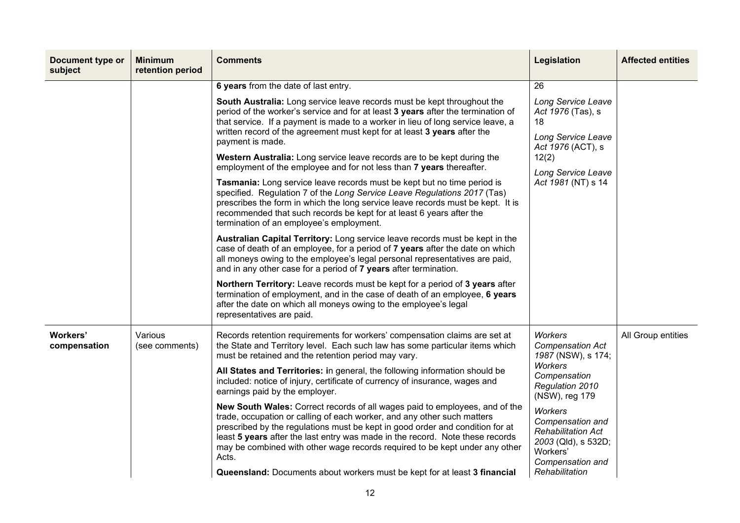| Document type or subject | Minimum retention period | Comments | Legislation | Affected entities |
|---|---|---|---|---|
| | | **6 years** from the date of last entry.<br><br>**South Australia:** Long service leave records must be kept throughout the period of the worker's service and for at least **3 years** after the termination of that service. If a payment is made to a worker in lieu of long service leave, a written record of the agreement must kept for at least **3 years** after the payment is made.<br><br>**Western Australia:** Long service leave records are to be kept during the employment of the employee and for not less than **7 years** thereafter.<br><br>**Tasmania:** Long service leave records must be kept but no time period is specified. Regulation 7 of the *Long Service Leave Regulations 2017* (Tas) prescribes the form in which the long service leave records must be kept. It is recommended that such records be kept for at least 6 years after the termination of an employee's employment.<br><br>**Australian Capital Territory:** Long service leave records must be kept in the case of death of an employee, for a period of **7 years** after the date on which all moneys owing to the employee's legal personal representatives are paid, and in any other case for a period of **7 years** after termination.<br><br>**Northern Territory:** Leave records must be kept for a period of **3 years** after termination of employment, and in the case of death of an employee, **6 years** after the date on which all moneys owing to the employee's legal representatives are paid. | 26<br><br>*Long Service Leave Act 1976* (Tas), s 18<br><br>*Long Service Leave Act 1976* (ACT), s 12(2)<br><br>*Long Service Leave Act 1981* (NT) s 14 | |
| **Workers' compensation** | Various (see comments) | Records retention requirements for workers' compensation claims are set at the State and Territory level. Each such law has some particular items which must be retained and the retention period may vary.<br><br>**All States and Territories: i**n general, the following information should be included: notice of injury, certificate of currency of insurance, wages and earnings paid by the employer.<br><br>**New South Wales:** Correct records of all wages paid to employees, and of the trade, occupation or calling of each worker, and any other such matters prescribed by the regulations must be kept in good order and condition for at least **5 years** after the last entry was made in the record. Note these records may be combined with other wage records required to be kept under any other Acts.<br><br>**Queensland:** Documents about workers must be kept for at least **3 financial** | *Workers Compensation Act 1987* (NSW), s 174; *Workers Compensation Regulation 2010* (NSW), reg 179<br><br>*Workers Compensation and Rehabilitation Act 2003* (Qld), s 532D; Workers' *Compensation and Rehabilitation* | All Group entities |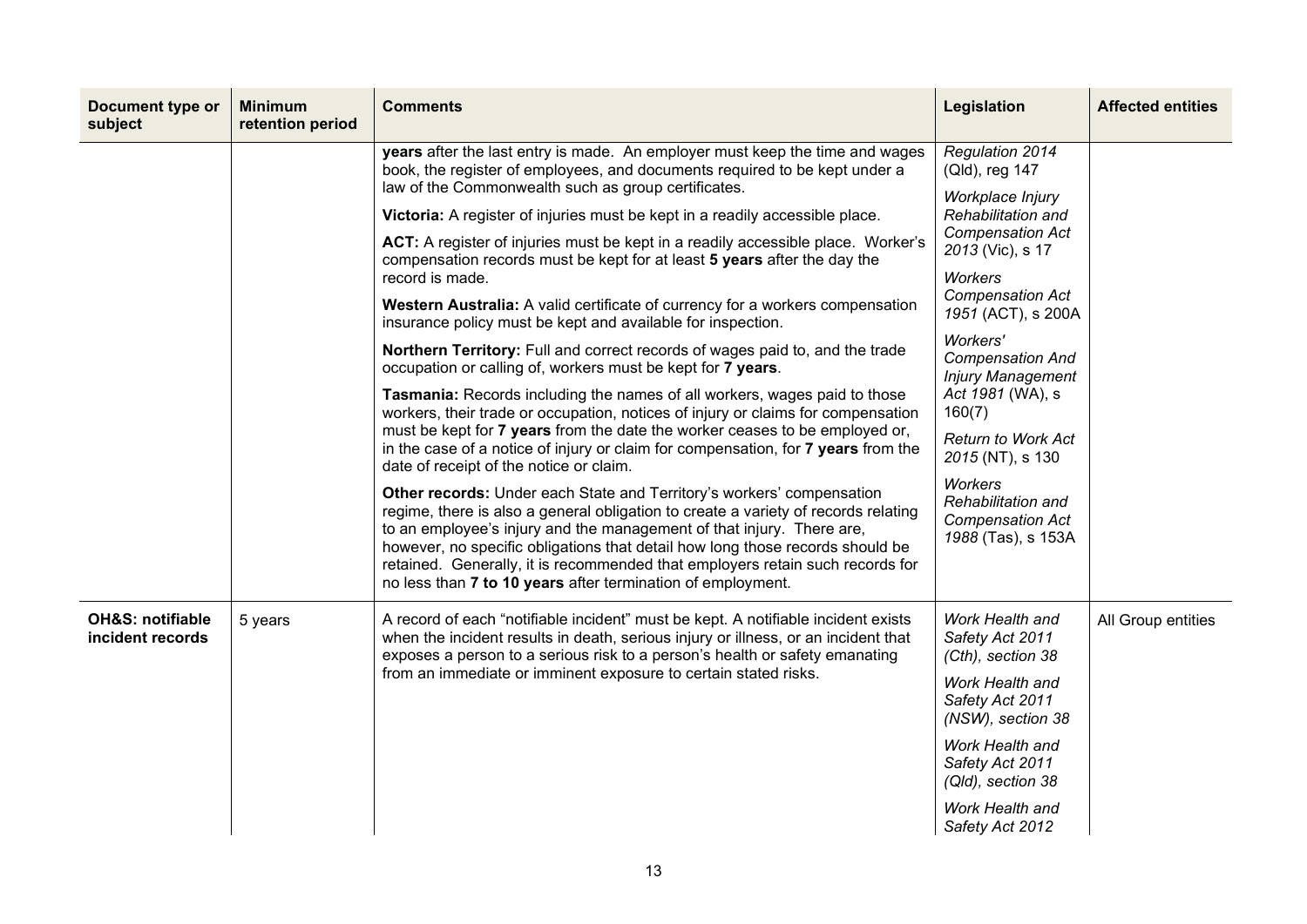| Document type or subject | Minimum retention period | Comments | Legislation | Affected entities |
|---|---|---|---|---|
| | | **years** after the last entry is made. An employer must keep the time and wages book, the register of employees, and documents required to be kept under a law of the Commonwealth such as group certificates.<br><br>**Victoria:** A register of injuries must be kept in a readily accessible place.<br><br>**ACT:** A register of injuries must be kept in a readily accessible place. Worker's compensation records must be kept for at least **5 years** after the day the record is made.<br><br>**Western Australia:** A valid certificate of currency for a workers compensation insurance policy must be kept and available for inspection.<br><br>**Northern Territory:** Full and correct records of wages paid to, and the trade occupation or calling of, workers must be kept for **7 years**.<br><br>**Tasmania:** Records including the names of all workers, wages paid to those workers, their trade or occupation, notices of injury or claims for compensation must be kept for **7 years** from the date the worker ceases to be employed or, in the case of a notice of injury or claim for compensation, for **7 years** from the date of receipt of the notice or claim.<br><br>**Other records:** Under each State and Territory's workers' compensation regime, there is also a general obligation to create a variety of records relating to an employee's injury and the management of that injury. There are, however, no specific obligations that detail how long those records should be retained. Generally, it is recommended that employers retain such records for no less than **7 to 10 years** after termination of employment. | *Regulation 2014* (Qld), reg 147<br><br>*Workplace Injury Rehabilitation and Compensation Act 2013* (Vic), s 17<br><br>*Workers Compensation Act 1951* (ACT), s 200A<br><br>*Workers' Compensation And Injury Management Act 1981* (WA), s 160(7)<br><br>*Return to Work Act 2015* (NT), s 130<br><br>*Workers Rehabilitation and Compensation Act 1988* (Tas), s 153A | |
| **OH&S: notifiable incident records** | 5 years | A record of each "notifiable incident" must be kept. A notifiable incident exists when the incident results in death, serious injury or illness, or an incident that exposes a person to a serious risk to a person's health or safety emanating from an immediate or imminent exposure to certain stated risks. | *Work Health and Safety Act 2011 (Cth), section 38*<br><br>*Work Health and Safety Act 2011 (NSW), section 38*<br><br>*Work Health and Safety Act 2011 (Qld), section 38*<br><br>*Work Health and Safety Act 2012* | All Group entities |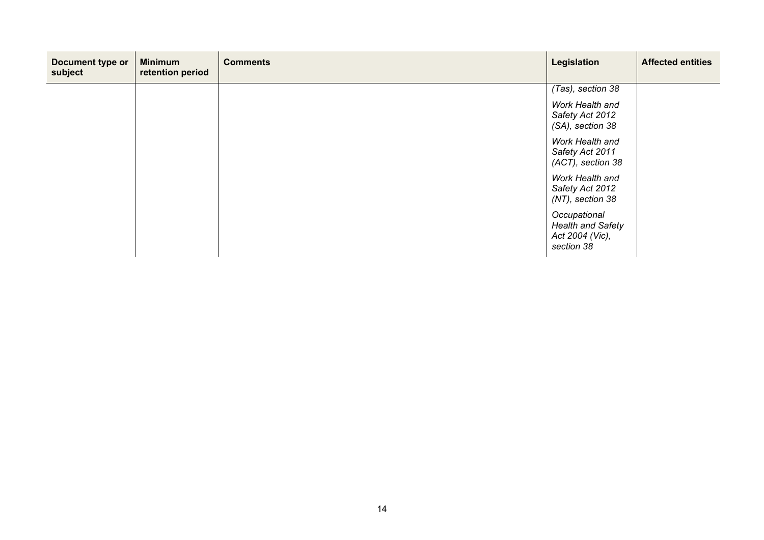| Document type or subject | Minimum retention period | Comments | Legislation | Affected entities |
|---|---|---|---|---|
| | | | *(Tas), section 38*<br><br>*Work Health and Safety Act 2012 (SA), section 38*<br><br>*Work Health and Safety Act 2011 (ACT), section 38*<br><br>*Work Health and Safety Act 2012 (NT), section 38*<br><br>*Occupational Health and Safety Act 2004 (Vic), section 38* | |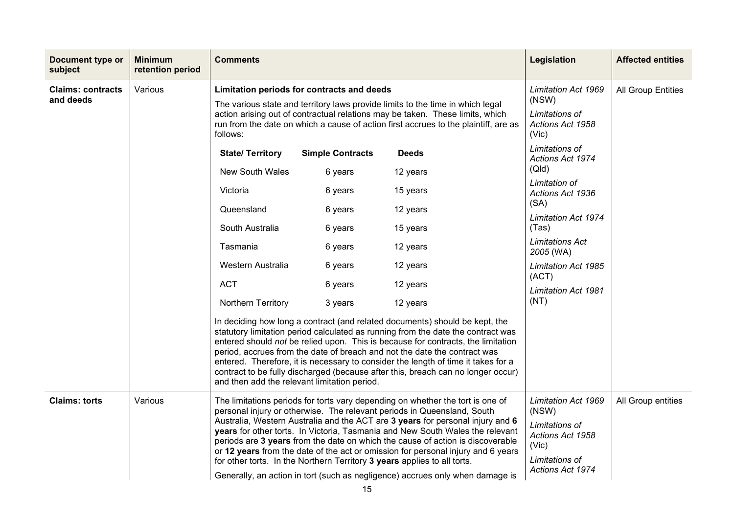| Document type or subject | Minimum retention period | Comments | Legislation | Affected entities |
|---|---|---|---|---|
| **Claims: contracts and deeds** | Various | **Limitation periods for contracts and deeds**<br><br>The various state and territory laws provide limits to the time in which legal action arising out of contractual relations may be taken. These limits, which run from the date on which a cause of action first accrues to the plaintiff, are as follows:<br><br>**State/ Territory** — **Simple Contracts** — **Deeds**<br>New South Wales — 6 years — 12 years<br>Victoria — 6 years — 15 years<br>Queensland — 6 years — 12 years<br>South Australia — 6 years — 15 years<br>Tasmania — 6 years — 12 years<br>Western Australia — 6 years — 12 years<br>ACT — 6 years — 12 years<br>Northern Territory — 3 years — 12 years<br><br>In deciding how long a contract (and related documents) should be kept, the statutory limitation period calculated as running from the date the contract was entered should *not* be relied upon. This is because for contracts, the limitation period, accrues from the date of breach and not the date the contract was entered. Therefore, it is necessary to consider the length of time it takes for a contract to be fully discharged (because after this, breach can no longer occur) and then add the relevant limitation period. | *Limitation Act 1969* (NSW)<br>*Limitations of Actions Act 1958* (Vic)<br>*Limitations of Actions Act 1974* (Qld)<br>*Limitation of Actions Act 1936* (SA)<br>*Limitation Act 1974* (Tas)<br>*Limitations Act 2005* (WA)<br>*Limitation Act 1985* (ACT)<br>*Limitation Act 1981* (NT) | All Group Entities |
| **Claims: torts** | Various | The limitations periods for torts vary depending on whether the tort is one of personal injury or otherwise. The relevant periods in Queensland, South Australia, Western Australia and the ACT are **3 years** for personal injury and **6 years** for other torts. In Victoria, Tasmania and New South Wales the relevant periods are **3 years** from the date on which the cause of action is discoverable or **12 years** from the date of the act or omission for personal injury and 6 years for other torts. In the Northern Territory **3 years** applies to all torts.<br><br>Generally, an action in tort (such as negligence) accrues only when damage is | *Limitation Act 1969* (NSW)<br>*Limitations of Actions Act 1958* (Vic)<br>*Limitations of Actions Act 1974* | All Group entities |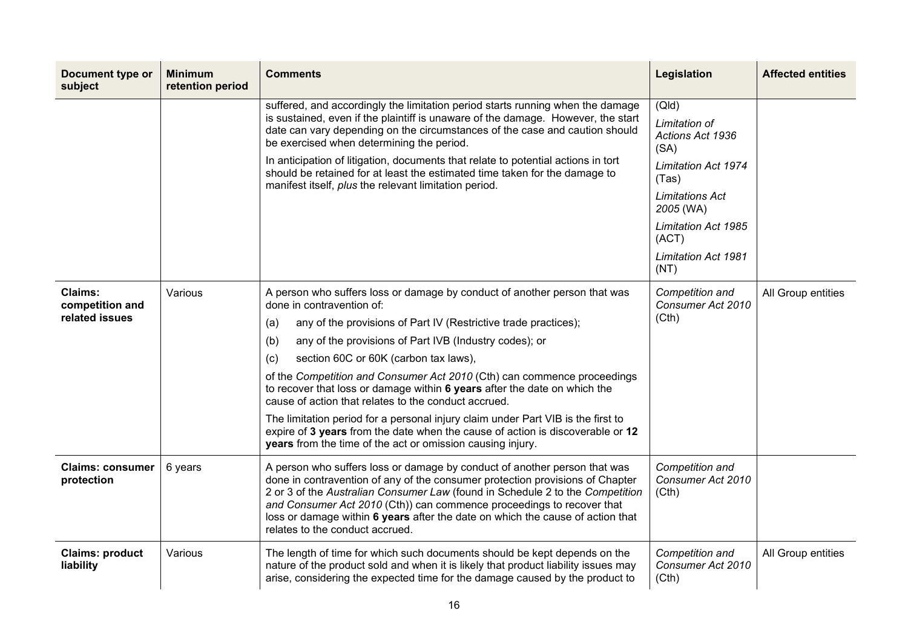| Document type or subject | Minimum retention period | Comments | Legislation | Affected entities |
|---|---|---|---|---|
| | | suffered, and accordingly the limitation period starts running when the damage is sustained, even if the plaintiff is unaware of the damage. However, the start date can vary depending on the circumstances of the case and caution should be exercised when determining the period.<br><br>In anticipation of litigation, documents that relate to potential actions in tort should be retained for at least the estimated time taken for the damage to manifest itself, *plus* the relevant limitation period. | (Qld)<br><br>*Limitation of Actions Act 1936* (SA)<br><br>*Limitation Act 1974* (Tas)<br><br>*Limitations Act 2005* (WA)<br><br>*Limitation Act 1985* (ACT)<br><br>*Limitation Act 1981* (NT) | |
| **Claims: competition and related issues** | Various | A person who suffers loss or damage by conduct of another person that was done in contravention of:<br><br>(a) any of the provisions of Part IV (Restrictive trade practices);<br><br>(b) any of the provisions of Part IVB (Industry codes); or<br><br>(c) section 60C or 60K (carbon tax laws),<br><br>of the *Competition and Consumer Act 2010* (Cth) can commence proceedings to recover that loss or damage within **6 years** after the date on which the cause of action that relates to the conduct accrued.<br><br>The limitation period for a personal injury claim under Part VIB is the first to expire of **3 years** from the date when the cause of action is discoverable or **12 years** from the time of the act or omission causing injury. | *Competition and Consumer Act 2010* (Cth) | All Group entities |
| **Claims: consumer protection** | 6 years | A person who suffers loss or damage by conduct of another person that was done in contravention of any of the consumer protection provisions of Chapter 2 or 3 of the *Australian Consumer Law* (found in Schedule 2 to the *Competition and Consumer Act 2010* (Cth)) can commence proceedings to recover that loss or damage within **6 years** after the date on which the cause of action that relates to the conduct accrued. | *Competition and Consumer Act 2010* (Cth) | |
| **Claims: product liability** | Various | The length of time for which such documents should be kept depends on the nature of the product sold and when it is likely that product liability issues may arise, considering the expected time for the damage caused by the product to | *Competition and Consumer Act 2010* (Cth) | All Group entities |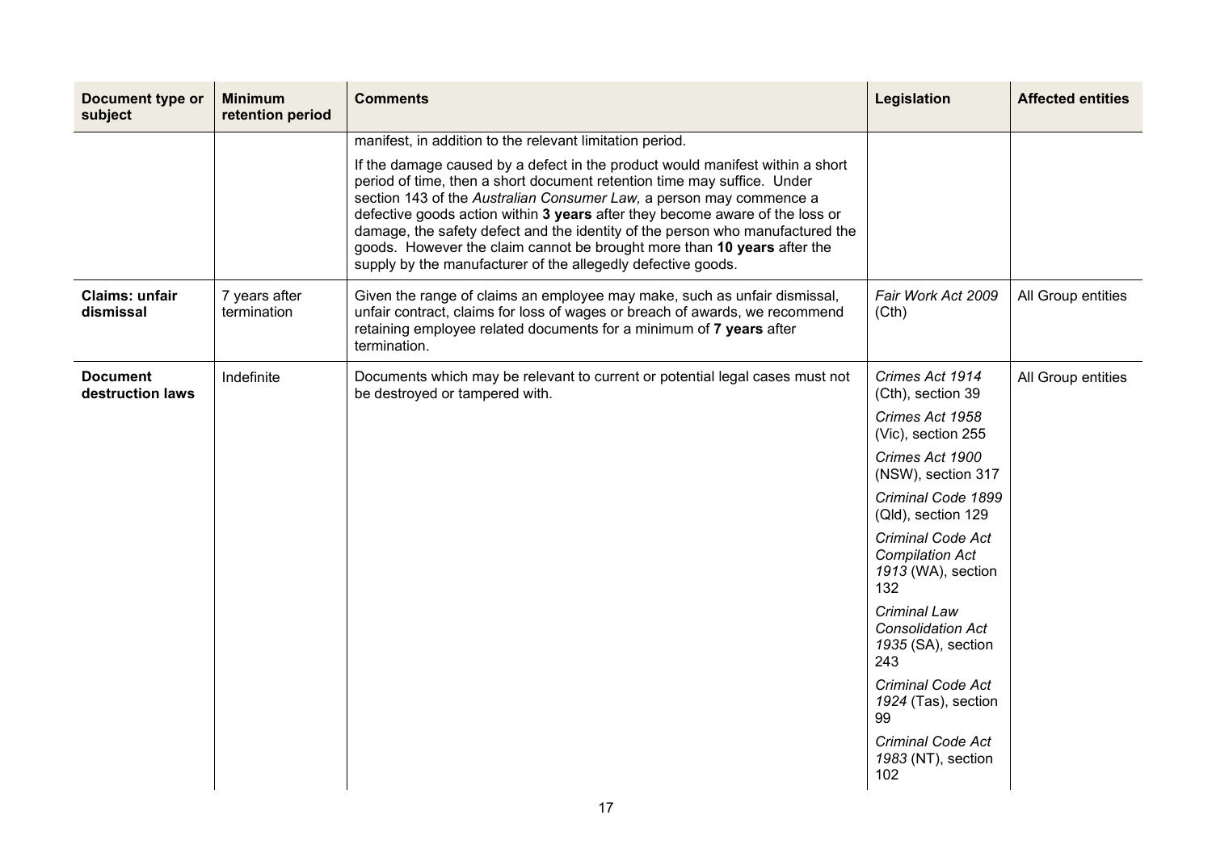| Document type or subject | Minimum retention period | Comments | Legislation | Affected entities |
|---|---|---|---|---|
| | | manifest, in addition to the relevant limitation period.<br><br>If the damage caused by a defect in the product would manifest within a short period of time, then a short document retention time may suffice. Under section 143 of the *Australian Consumer Law,* a person may commence a defective goods action within **3 years** after they become aware of the loss or damage, the safety defect and the identity of the person who manufactured the goods. However the claim cannot be brought more than **10 years** after the supply by the manufacturer of the allegedly defective goods. | | |
| **Claims: unfair dismissal** | 7 years after termination | Given the range of claims an employee may make, such as unfair dismissal, unfair contract, claims for loss of wages or breach of awards, we recommend retaining employee related documents for a minimum of **7 years** after termination. | *Fair Work Act 2009* (Cth) | All Group entities |
| **Document destruction laws** | Indefinite | Documents which may be relevant to current or potential legal cases must not be destroyed or tampered with. | *Crimes Act 1914* (Cth), section 39<br><br>*Crimes Act 1958* (Vic), section 255<br><br>*Crimes Act 1900* (NSW), section 317<br><br>*Criminal Code 1899* (Qld), section 129<br><br>*Criminal Code Act Compilation Act 1913* (WA), section 132<br><br>*Criminal Law Consolidation Act 1935* (SA), section 243<br><br>*Criminal Code Act 1924* (Tas), section 99<br><br>*Criminal Code Act 1983* (NT), section 102 | All Group entities |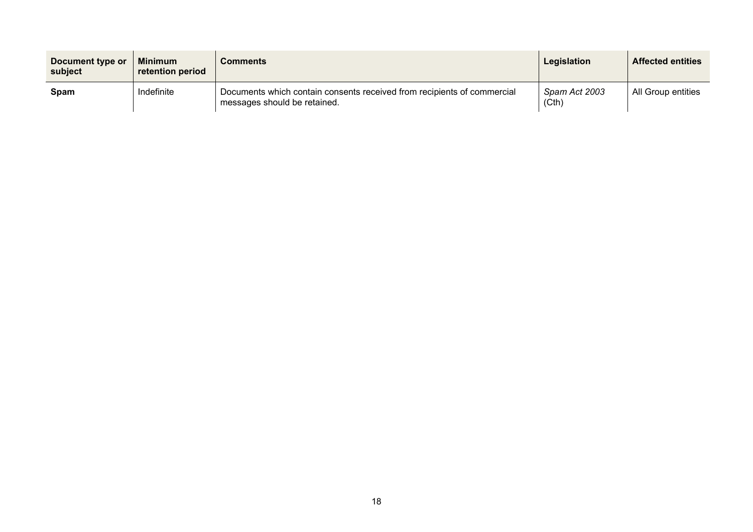| Document type or subject | Minimum retention period | Comments | Legislation | Affected entities |
|---|---|---|---|---|
| **Spam** | Indefinite | Documents which contain consents received from recipients of commercial messages should be retained. | *Spam Act 2003* (Cth) | All Group entities |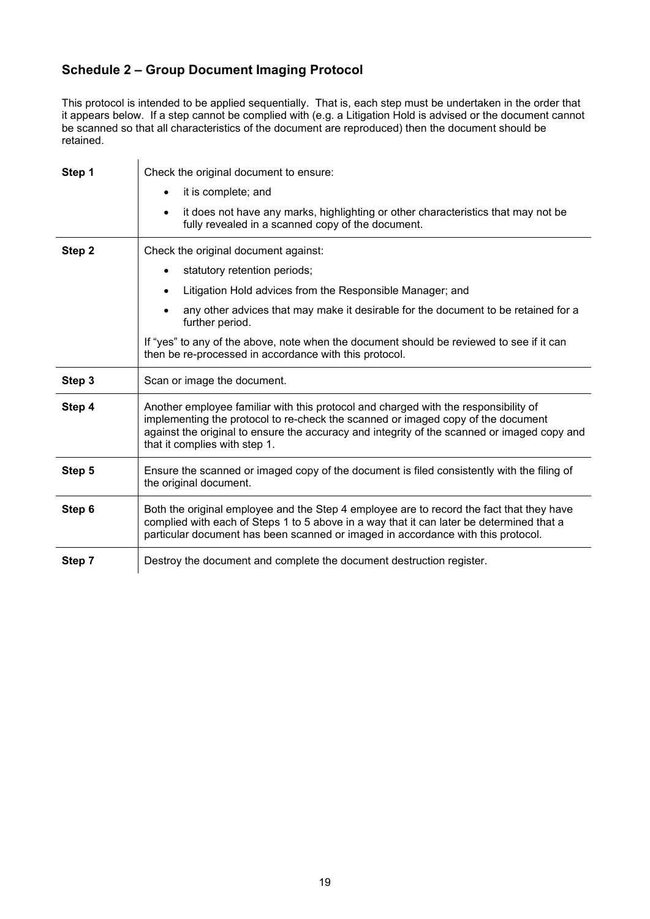## Schedule 2 – Group Document Imaging Protocol

This protocol is intended to be applied sequentially. That is, each step must be undertaken in the order that it appears below. If a step cannot be complied with (e.g. a Litigation Hold is advised or the document cannot be scanned so that all characteristics of the document are reproduced) then the document should be retained.

| | |
|---|---|
| **Step 1** | Check the original document to ensure:<br>• it is complete; and<br>• it does not have any marks, highlighting or other characteristics that may not be fully revealed in a scanned copy of the document. |
| **Step 2** | Check the original document against:<br>• statutory retention periods;<br>• Litigation Hold advices from the Responsible Manager; and<br>• any other advices that may make it desirable for the document to be retained for a further period.<br>If "yes" to any of the above, note when the document should be reviewed to see if it can then be re-processed in accordance with this protocol. |
| **Step 3** | Scan or image the document. |
| **Step 4** | Another employee familiar with this protocol and charged with the responsibility of implementing the protocol to re-check the scanned or imaged copy of the document against the original to ensure the accuracy and integrity of the scanned or imaged copy and that it complies with step 1. |
| **Step 5** | Ensure the scanned or imaged copy of the document is filed consistently with the filing of the original document. |
| **Step 6** | Both the original employee and the Step 4 employee are to record the fact that they have complied with each of Steps 1 to 5 above in a way that it can later be determined that a particular document has been scanned or imaged in accordance with this protocol. |
| **Step 7** | Destroy the document and complete the document destruction register. |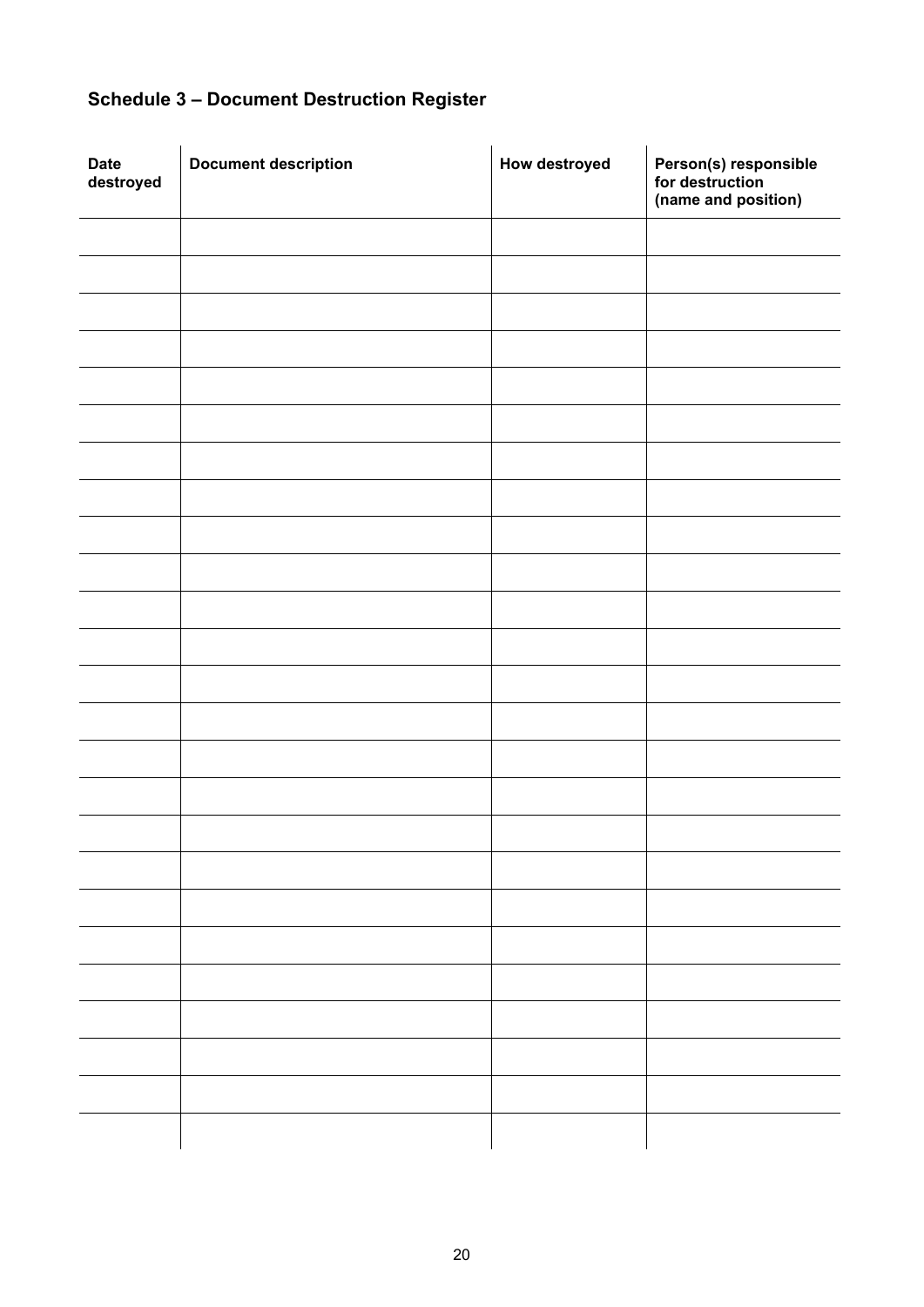## Schedule 3 – Document Destruction Register

| Date destroyed | Document description | How destroyed | Person(s) responsible for destruction (name and position) |
|---|---|---|---|
| | | | |
| | | | |
| | | | |
| | | | |
| | | | |
| | | | |
| | | | |
| | | | |
| | | | |
| | | | |
| | | | |
| | | | |
| | | | |
| | | | |
| | | | |
| | | | |
| | | | |
| | | | |
| | | | |
| | | | |
| | | | |
| | | | |
| | | | |
| | | | |
| | | | |